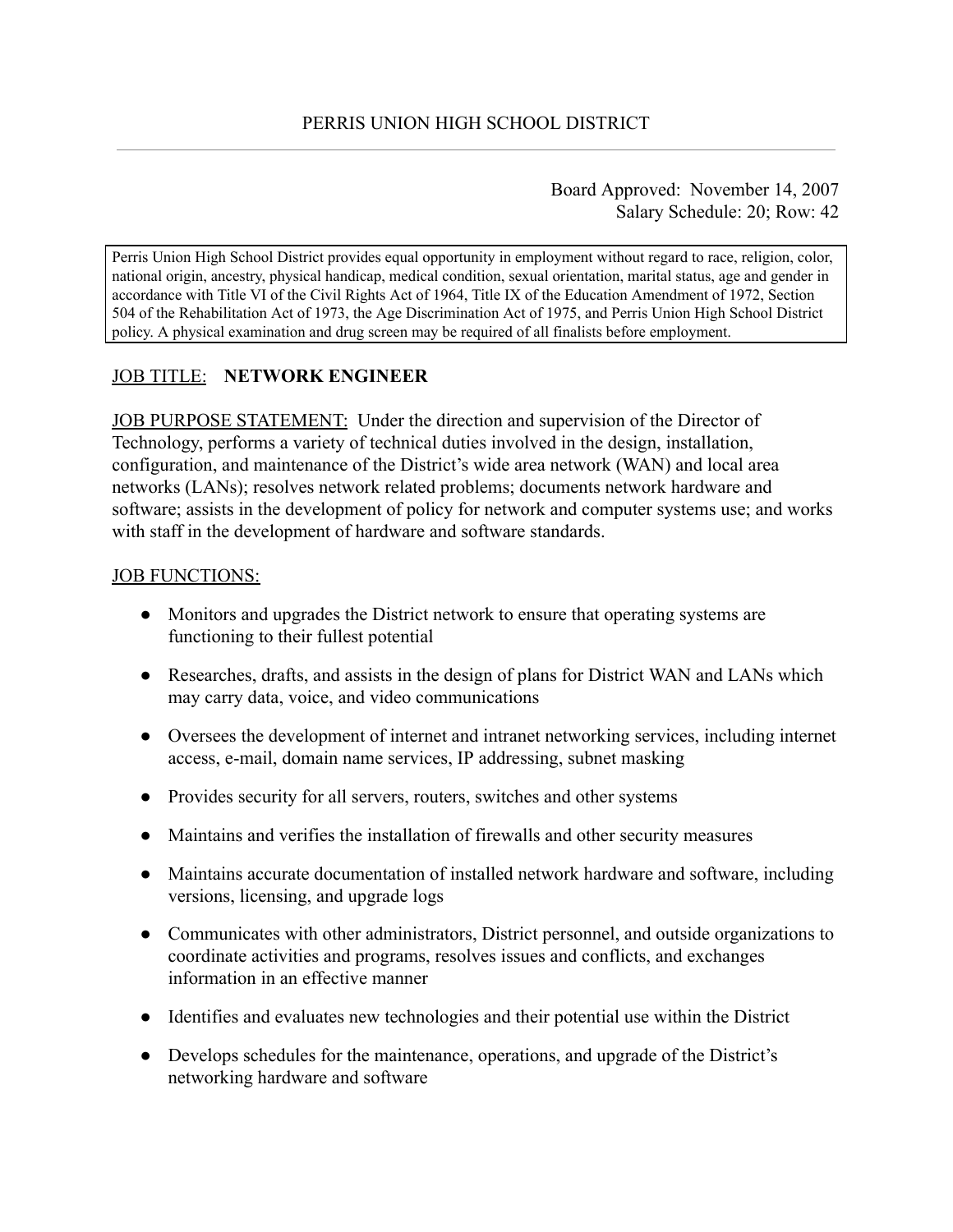# PERRIS UNION HIGH SCHOOL DISTRICT

Board Approved: November 14, 2007
Salary Schedule: 20; Row: 42

Perris Union High School District provides equal opportunity in employment without regard to race, religion, color, national origin, ancestry, physical handicap, medical condition, sexual orientation, marital status, age and gender in accordance with Title VI of the Civil Rights Act of 1964, Title IX of the Education Amendment of 1972, Section 504 of the Rehabilitation Act of 1973, the Age Discrimination Act of 1975, and Perris Union High School District policy. A physical examination and drug screen may be required of all finalists before employment.

JOB TITLE: **NETWORK ENGINEER**

JOB PURPOSE STATEMENT: Under the direction and supervision of the Director of Technology, performs a variety of technical duties involved in the design, installation, configuration, and maintenance of the District's wide area network (WAN) and local area networks (LANs); resolves network related problems; documents network hardware and software; assists in the development of policy for network and computer systems use; and works with staff in the development of hardware and software standards.

JOB FUNCTIONS:

- Monitors and upgrades the District network to ensure that operating systems are functioning to their fullest potential
- Researches, drafts, and assists in the design of plans for District WAN and LANs which may carry data, voice, and video communications
- Oversees the development of internet and intranet networking services, including internet access, e-mail, domain name services, IP addressing, subnet masking
- Provides security for all servers, routers, switches and other systems
- Maintains and verifies the installation of firewalls and other security measures
- Maintains accurate documentation of installed network hardware and software, including versions, licensing, and upgrade logs
- Communicates with other administrators, District personnel, and outside organizations to coordinate activities and programs, resolves issues and conflicts, and exchanges information in an effective manner
- Identifies and evaluates new technologies and their potential use within the District
- Develops schedules for the maintenance, operations, and upgrade of the District's networking hardware and software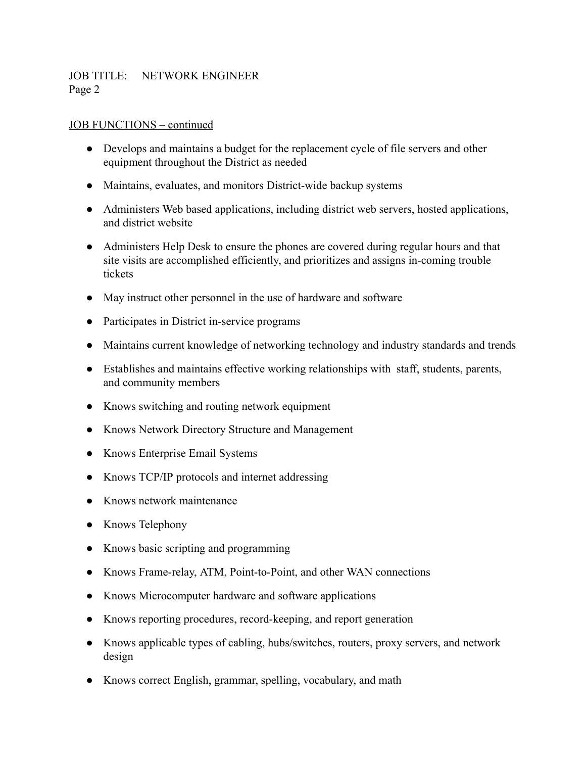JOB FUNCTIONS – continued

- Develops and maintains a budget for the replacement cycle of file servers and other equipment throughout the District as needed
- Maintains, evaluates, and monitors District-wide backup systems
- Administers Web based applications, including district web servers, hosted applications, and district website
- Administers Help Desk to ensure the phones are covered during regular hours and that site visits are accomplished efficiently, and prioritizes and assigns in-coming trouble tickets
- May instruct other personnel in the use of hardware and software
- Participates in District in-service programs
- Maintains current knowledge of networking technology and industry standards and trends
- Establishes and maintains effective working relationships with staff, students, parents, and community members
- Knows switching and routing network equipment
- Knows Network Directory Structure and Management
- Knows Enterprise Email Systems
- Knows TCP/IP protocols and internet addressing
- Knows network maintenance
- Knows Telephony
- Knows basic scripting and programming
- Knows Frame-relay, ATM, Point-to-Point, and other WAN connections
- Knows Microcomputer hardware and software applications
- Knows reporting procedures, record-keeping, and report generation
- Knows applicable types of cabling, hubs/switches, routers, proxy servers, and network design
- Knows correct English, grammar, spelling, vocabulary, and math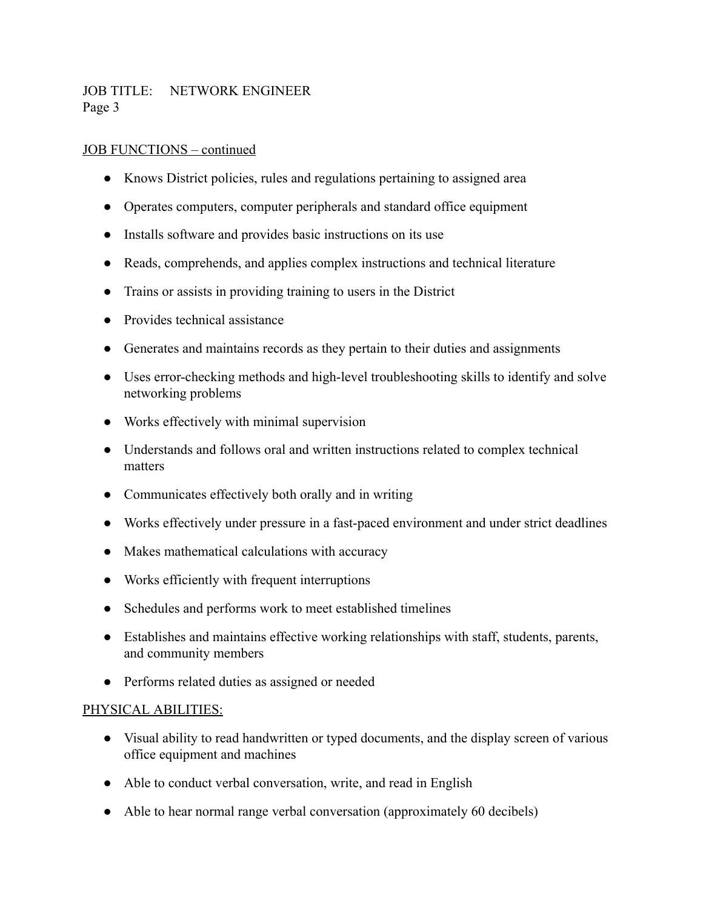## JOB FUNCTIONS – continued

- Knows District policies, rules and regulations pertaining to assigned area
- Operates computers, computer peripherals and standard office equipment
- Installs software and provides basic instructions on its use
- Reads, comprehends, and applies complex instructions and technical literature
- Trains or assists in providing training to users in the District
- Provides technical assistance
- Generates and maintains records as they pertain to their duties and assignments
- Uses error-checking methods and high-level troubleshooting skills to identify and solve networking problems
- Works effectively with minimal supervision
- Understands and follows oral and written instructions related to complex technical matters
- Communicates effectively both orally and in writing
- Works effectively under pressure in a fast-paced environment and under strict deadlines
- Makes mathematical calculations with accuracy
- Works efficiently with frequent interruptions
- Schedules and performs work to meet established timelines
- Establishes and maintains effective working relationships with staff, students, parents, and community members
- Performs related duties as assigned or needed

## PHYSICAL ABILITIES:

- Visual ability to read handwritten or typed documents, and the display screen of various office equipment and machines
- Able to conduct verbal conversation, write, and read in English
- Able to hear normal range verbal conversation (approximately 60 decibels)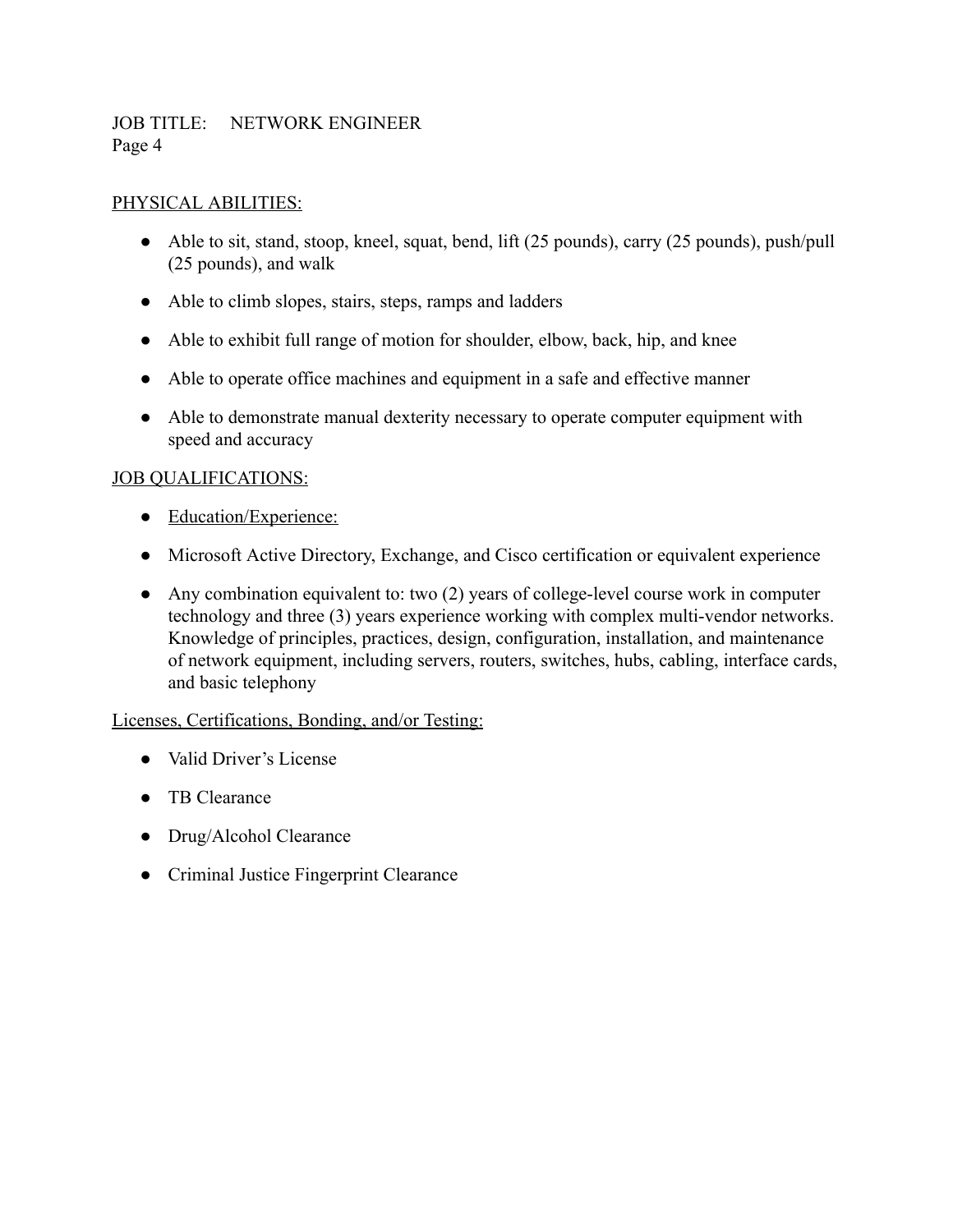## PHYSICAL ABILITIES:

- Able to sit, stand, stoop, kneel, squat, bend, lift (25 pounds), carry (25 pounds), push/pull (25 pounds), and walk
- Able to climb slopes, stairs, steps, ramps and ladders
- Able to exhibit full range of motion for shoulder, elbow, back, hip, and knee
- Able to operate office machines and equipment in a safe and effective manner
- Able to demonstrate manual dexterity necessary to operate computer equipment with speed and accuracy

## JOB QUALIFICATIONS:

- Education/Experience:
- Microsoft Active Directory, Exchange, and Cisco certification or equivalent experience
- Any combination equivalent to: two (2) years of college-level course work in computer technology and three (3) years experience working with complex multi-vendor networks. Knowledge of principles, practices, design, configuration, installation, and maintenance of network equipment, including servers, routers, switches, hubs, cabling, interface cards, and basic telephony

### Licenses, Certifications, Bonding, and/or Testing:

- Valid Driver's License
- TB Clearance
- Drug/Alcohol Clearance
- Criminal Justice Fingerprint Clearance